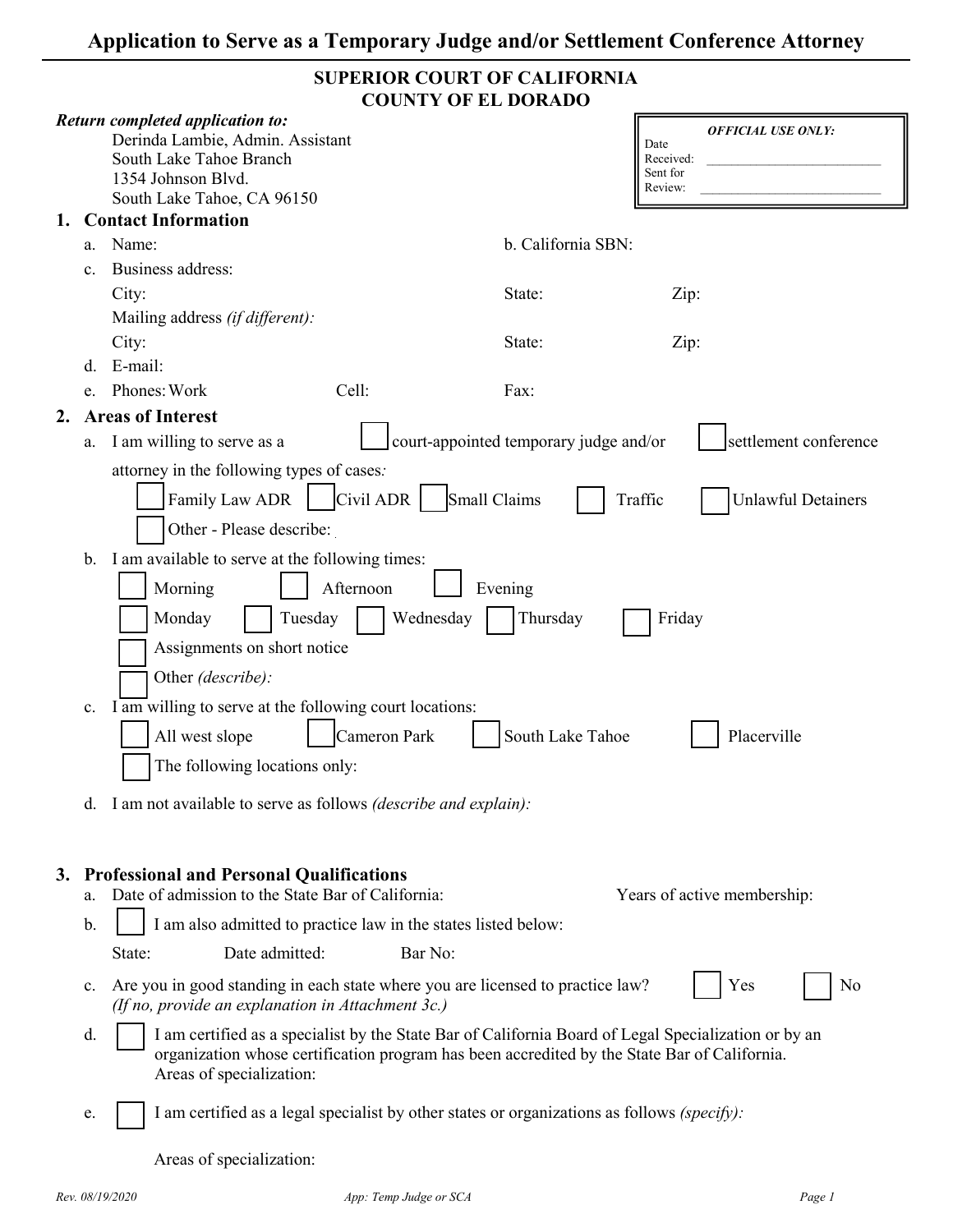# Application to Serve as a Temporary Judge and/or Settlement Conference Attorney

**SUPERIOR COURT OF CALIFORNIA**
**COUNTY OF EL DORADO**

***Return completed application to:***
Derinda Lambie, Admin. Assistant
South Lake Tahoe Branch
1354 Johnson Blvd.
South Lake Tahoe, CA 96150

| ***OFFICIAL USE ONLY:*** |
|---|
| Date Received: ____________________ |
| Sent for Review: ____________________ |

## 1. Contact Information

a. Name: b. California SBN:

c. Business address:
City: State: Zip:
Mailing address *(if different):*
City: State: Zip:

d. E-mail:

e. Phones: Work Cell: Fax:

## 2. Areas of Interest

a. I am willing to serve as a ☐ court-appointed temporary judge and/or ☐ settlement conference attorney in the following types of cases*:*

☐ Family Law ADR ☐ Civil ADR ☐ Small Claims ☐ Traffic ☐ Unlawful Detainers
☐ Other - Please describe:

b. I am available to serve at the following times:

☐ Morning ☐ Afternoon ☐ Evening
☐ Monday ☐ Tuesday ☐ Wednesday ☐ Thursday ☐ Friday
☐ Assignments on short notice
☐ Other *(describe):*

c. I am willing to serve at the following court locations:

☐ All west slope ☐ Cameron Park ☐ South Lake Tahoe ☐ Placerville
☐ The following locations only:

d. I am not available to serve as follows *(describe and explain):*

## 3. Professional and Personal Qualifications

a. Date of admission to the State Bar of California: Years of active membership:

b. ☐ I am also admitted to practice law in the states listed below:
State: Date admitted: Bar No:

c. Are you in good standing in each state where you are licensed to practice law? ☐ Yes ☐ No
*(If no, provide an explanation in Attachment 3c.)*

d. ☐ I am certified as a specialist by the State Bar of California Board of Legal Specialization or by an organization whose certification program has been accredited by the State Bar of California.
Areas of specialization:

e. ☐ I am certified as a legal specialist by other states or organizations as follows *(specify):*

Areas of specialization: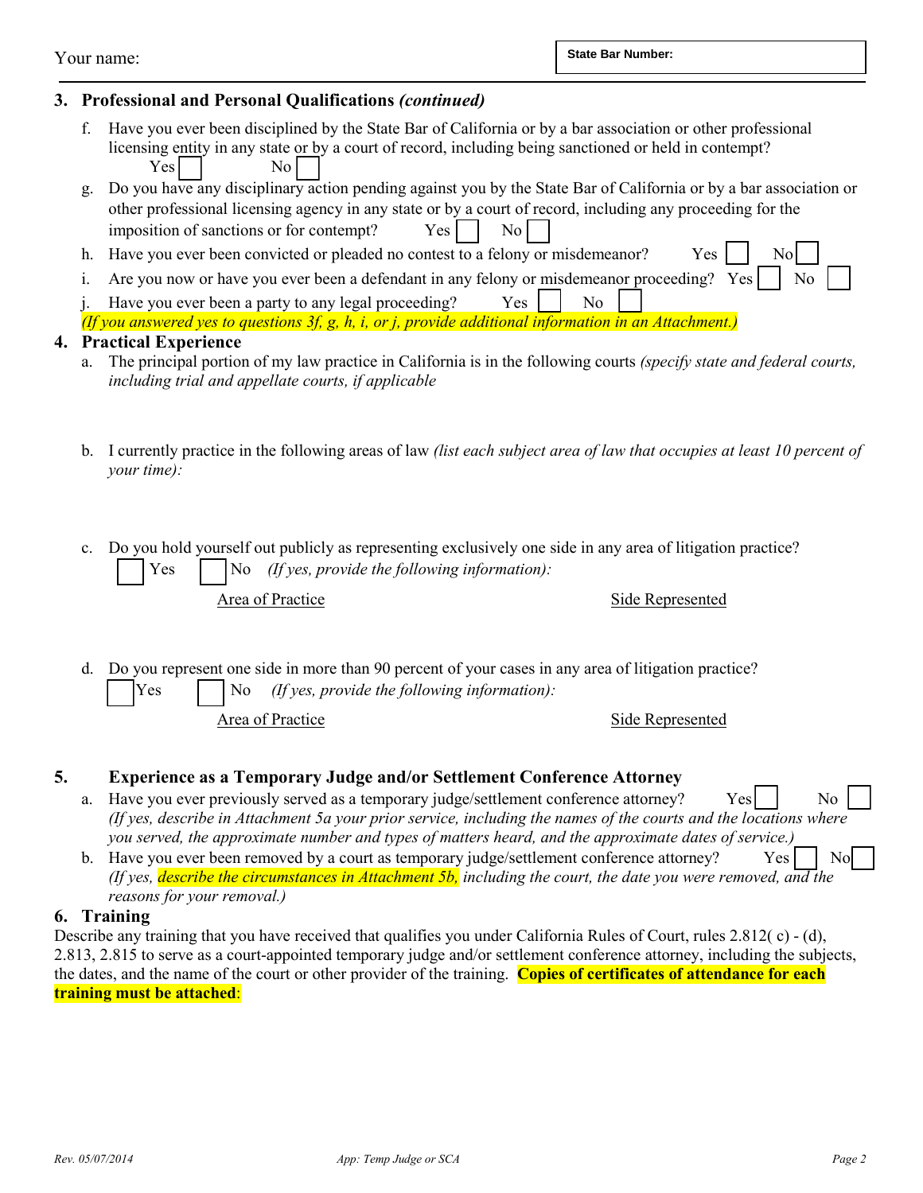Your name:

**State Bar Number:**

## 3. Professional and Personal Qualifications *(continued)*

f. Have you ever been disciplined by the State Bar of California or by a bar association or other professional licensing entity in any state or by a court of record, including being sanctioned or held in contempt?
Yes ☐ No ☐

g. Do you have any disciplinary action pending against you by the State Bar of California or by a bar association or other professional licensing agency in any state or by a court of record, including any proceeding for the imposition of sanctions or for contempt? Yes ☐ No ☐

h. Have you ever been convicted or pleaded no contest to a felony or misdemeanor? Yes ☐ No ☐

i. Are you now or have you ever been a defendant in any felony or misdemeanor proceeding? Yes ☐ No ☐

j. Have you ever been a party to any legal proceeding? Yes ☐ No ☐

*(If you answered yes to questions 3f, g, h, i, or j, provide additional information in an Attachment.)*

## 4. Practical Experience

a. The principal portion of my law practice in California is in the following courts *(specify state and federal courts, including trial and appellate courts, if applicable*

b. I currently practice in the following areas of law *(list each subject area of law that occupies at least 10 percent of your time):*

c. Do you hold yourself out publicly as representing exclusively one side in any area of litigation practice?
☐ Yes ☐ No *(If yes, provide the following information):*

| Area of Practice | Side Represented |
| --- | --- |

d. Do you represent one side in more than 90 percent of your cases in any area of litigation practice?
☐ Yes ☐ No *(If yes, provide the following information):*

| Area of Practice | Side Represented |
| --- | --- |

## 5. Experience as a Temporary Judge and/or Settlement Conference Attorney

a. Have you ever previously served as a temporary judge/settlement conference attorney? Yes ☐ No ☐
*(If yes, describe in Attachment 5a your prior service, including the names of the courts and the locations where you served, the approximate number and types of matters heard, and the approximate dates of service.)*

b. Have you ever been removed by a court as temporary judge/settlement conference attorney? Yes ☐ No ☐
*(If yes, describe the circumstances in Attachment 5b, including the court, the date you were removed, and the reasons for your removal.)*

## 6. Training

Describe any training that you have received that qualifies you under California Rules of Court, rules 2.812( c) - (d), 2.813, 2.815 to serve as a court-appointed temporary judge and/or settlement conference attorney, including the subjects, the dates, and the name of the court or other provider of the training. **Copies of certificates of attendance for each training must be attached**: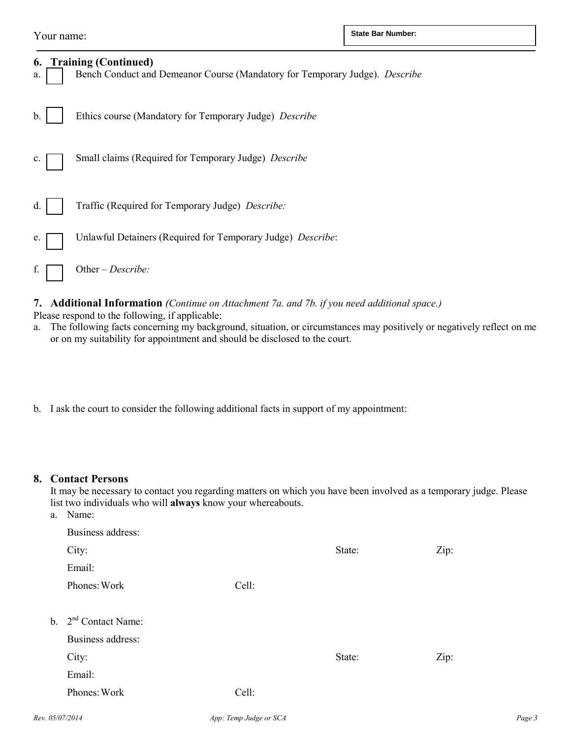Your name:

**State Bar Number:**

## 6. Training (Continued)

a. ☐ Bench Conduct and Demeanor Course (Mandatory for Temporary Judge). *Describe*

b. ☐ Ethics course (Mandatory for Temporary Judge) *Describe*

c. ☐ Small claims (Required for Temporary Judge) *Describe*

d. ☐ Traffic (Required for Temporary Judge) *Describe:*

e. ☐ Unlawful Detainers (Required for Temporary Judge) *Describe*:

f. ☐ Other – *Describe:*

## 7. Additional Information *(Continue on Attachment 7a. and 7b. if you need additional space.)*

Please respond to the following, if applicable:

a. The following facts concerning my background, situation, or circumstances may positively or negatively reflect on me or on my suitability for appointment and should be disclosed to the court.

b. I ask the court to consider the following additional facts in support of my appointment:

## 8. Contact Persons

It may be necessary to contact you regarding matters on which you have been involved as a temporary judge. Please list two individuals who will **always** know your whereabouts.

a. Name:

Business address:

City: State: Zip:

Email:

Phones: Work Cell:

b. 2nd Contact Name:

Business address:

City: State: Zip:

Email:

Phones: Work Cell: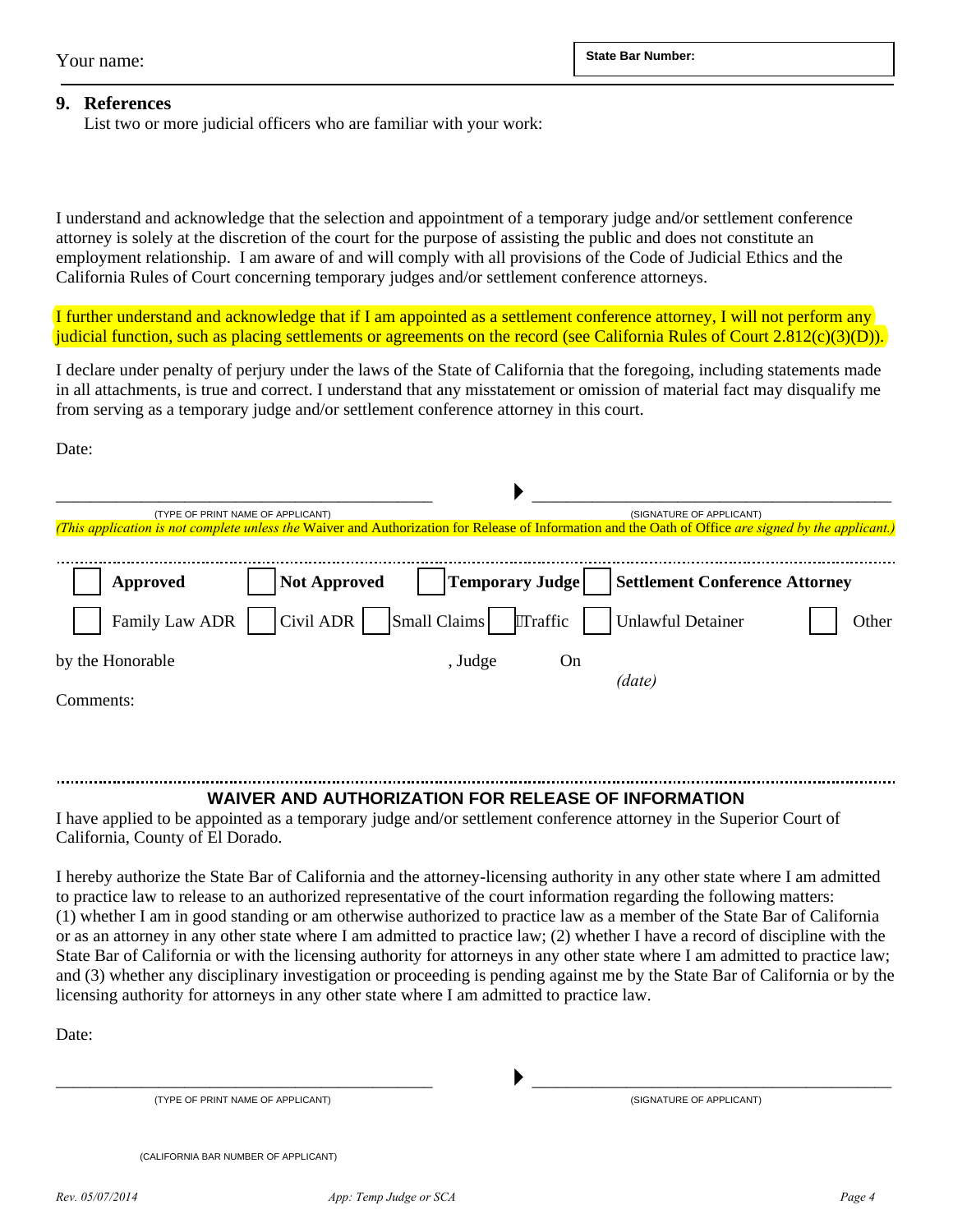Your name: **State Bar Number:**

## 9. References

List two or more judicial officers who are familiar with your work:

I understand and acknowledge that the selection and appointment of a temporary judge and/or settlement conference attorney is solely at the discretion of the court for the purpose of assisting the public and does not constitute an employment relationship. I am aware of and will comply with all provisions of the Code of Judicial Ethics and the California Rules of Court concerning temporary judges and/or settlement conference attorneys.

I further understand and acknowledge that if I am appointed as a settlement conference attorney, I will not perform any judicial function, such as placing settlements or agreements on the record (see California Rules of Court 2.812(c)(3)(D)).

I declare under penalty of perjury under the laws of the State of California that the foregoing, including statements made in all attachments, is true and correct. I understand that any misstatement or omission of material fact may disqualify me from serving as a temporary judge and/or settlement conference attorney in this court.

Date:

______________________________ ▶ ______________________________

(TYPE OF PRINT NAME OF APPLICANT) (SIGNATURE OF APPLICANT)

*(This application is not complete unless the* Waiver and Authorization for Release of Information and the Oath of Office *are signed by the applicant.)*

☐ **Approved** ☐ **Not Approved** ☐ **Temporary Judge** ☐ **Settlement Conference Attorney**

☐ Family Law ADR ☐ Civil ADR ☐ Small Claims ☐ Traffic ☐ Unlawful Detainer ☐ Other

by the Honorable , Judge On *(date)*

Comments:

## WAIVER AND AUTHORIZATION FOR RELEASE OF INFORMATION

I have applied to be appointed as a temporary judge and/or settlement conference attorney in the Superior Court of California, County of El Dorado.

I hereby authorize the State Bar of California and the attorney-licensing authority in any other state where I am admitted to practice law to release to an authorized representative of the court information regarding the following matters: (1) whether I am in good standing or am otherwise authorized to practice law as a member of the State Bar of California or as an attorney in any other state where I am admitted to practice law; (2) whether I have a record of discipline with the State Bar of California or with the licensing authority for attorneys in any other state where I am admitted to practice law; and (3) whether any disciplinary investigation or proceeding is pending against me by the State Bar of California or by the licensing authority for attorneys in any other state where I am admitted to practice law.

Date:

______________________________ ▶ ______________________________

(TYPE OF PRINT NAME OF APPLICANT) (SIGNATURE OF APPLICANT)

(CALIFORNIA BAR NUMBER OF APPLICANT)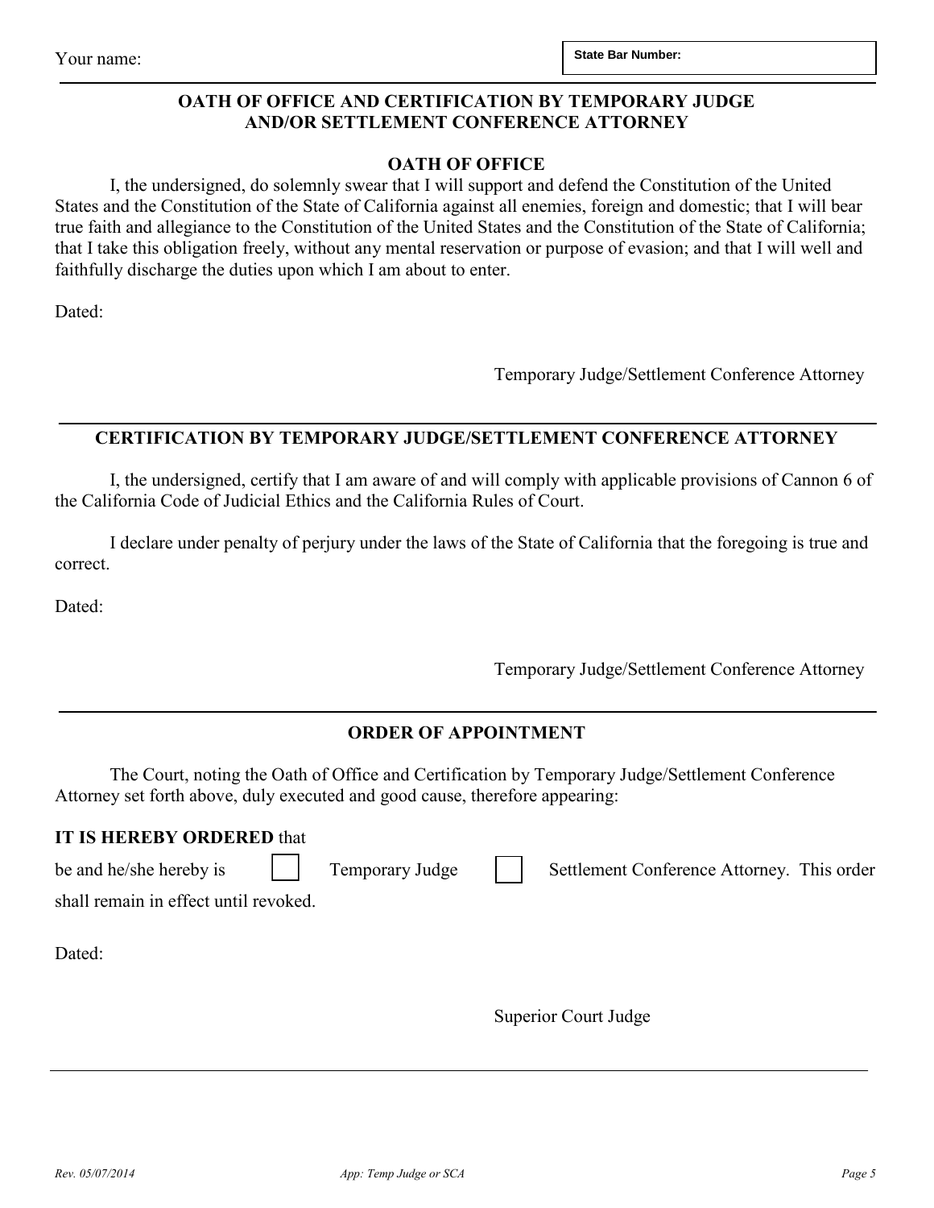Your name:

**State Bar Number:**

## OATH OF OFFICE AND CERTIFICATION BY TEMPORARY JUDGE AND/OR SETTLEMENT CONFERENCE ATTORNEY

### OATH OF OFFICE

I, the undersigned, do solemnly swear that I will support and defend the Constitution of the United States and the Constitution of the State of California against all enemies, foreign and domestic; that I will bear true faith and allegiance to the Constitution of the United States and the Constitution of the State of California; that I take this obligation freely, without any mental reservation or purpose of evasion; and that I will well and faithfully discharge the duties upon which I am about to enter.

Dated:

Temporary Judge/Settlement Conference Attorney

---

### CERTIFICATION BY TEMPORARY JUDGE/SETTLEMENT CONFERENCE ATTORNEY

I, the undersigned, certify that I am aware of and will comply with applicable provisions of Cannon 6 of the California Code of Judicial Ethics and the California Rules of Court.

I declare under penalty of perjury under the laws of the State of California that the foregoing is true and correct.

Dated:

Temporary Judge/Settlement Conference Attorney

---

### ORDER OF APPOINTMENT

The Court, noting the Oath of Office and Certification by Temporary Judge/Settlement Conference Attorney set forth above, duly executed and good cause, therefore appearing:

**IT IS HEREBY ORDERED** that

be and he/she hereby is ☐ Temporary Judge ☐ Settlement Conference Attorney. This order shall remain in effect until revoked.

Dated:

Superior Court Judge